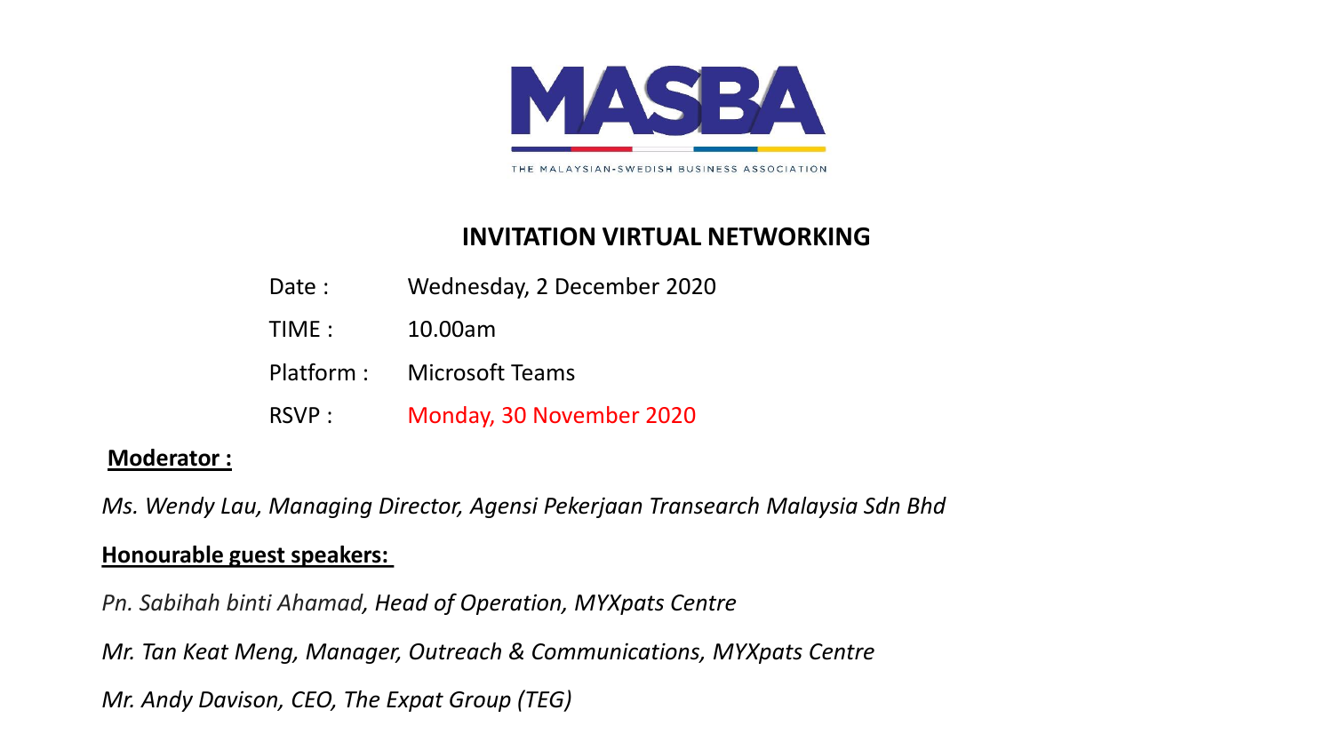MASBA

THE MALAYSIAN-SWEDISH BUSINESS ASSOCIATION

# INVITATION VIRTUAL NETWORKING

| | |
|---|---|
| Date : | Wednesday, 2 December 2020 |
| TIME : | 10.00am |
| Platform : | Microsoft Teams |
| RSVP : | Monday, 30 November 2020 |

**Moderator :**

*Ms. Wendy Lau, Managing Director, Agensi Pekerjaan Transearch Malaysia Sdn Bhd*

**Honourable guest speakers:**

*Pn. Sabihah binti Ahamad, Head of Operation, MYXpats Centre*

*Mr. Tan Keat Meng, Manager, Outreach & Communications, MYXpats Centre*

*Mr. Andy Davison, CEO, The Expat Group (TEG)*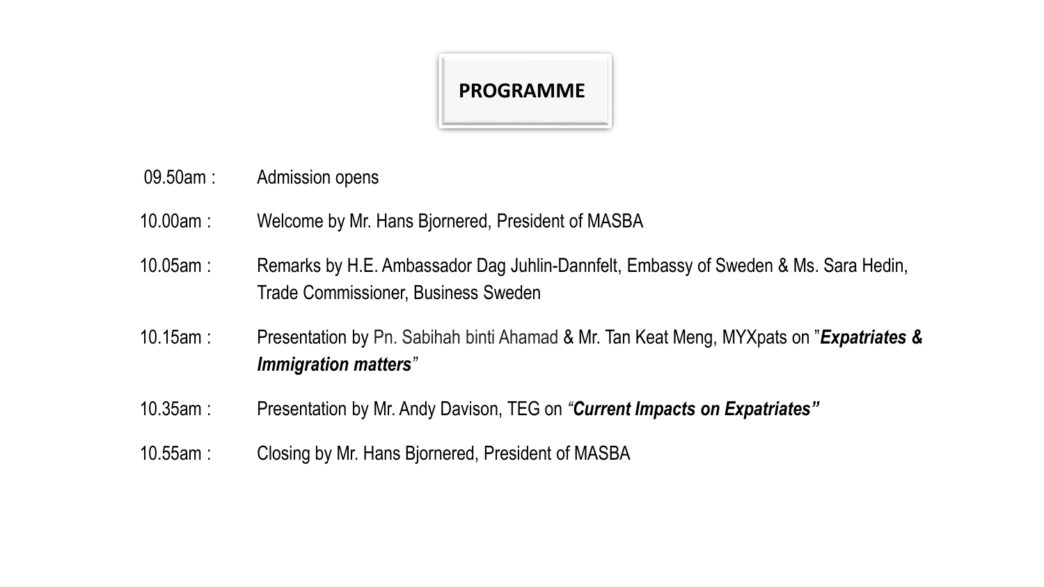# PROGRAMME

| | |
|---|---|
| 09.50am : | Admission opens |
| 10.00am : | Welcome by Mr. Hans Bjornered, President of MASBA |
| 10.05am : | Remarks by H.E. Ambassador Dag Juhlin-Dannfelt, Embassy of Sweden & Ms. Sara Hedin, Trade Commissioner, Business Sweden |
| 10.15am : | Presentation by Pn. Sabihah binti Ahamad & Mr. Tan Keat Meng, MYXpats on "***Expatriates & Immigration matters***" |
| 10.35am : | Presentation by Mr. Andy Davison, TEG on *"**Current Impacts on Expatriates**"* |
| 10.55am : | Closing by Mr. Hans Bjornered, President of MASBA |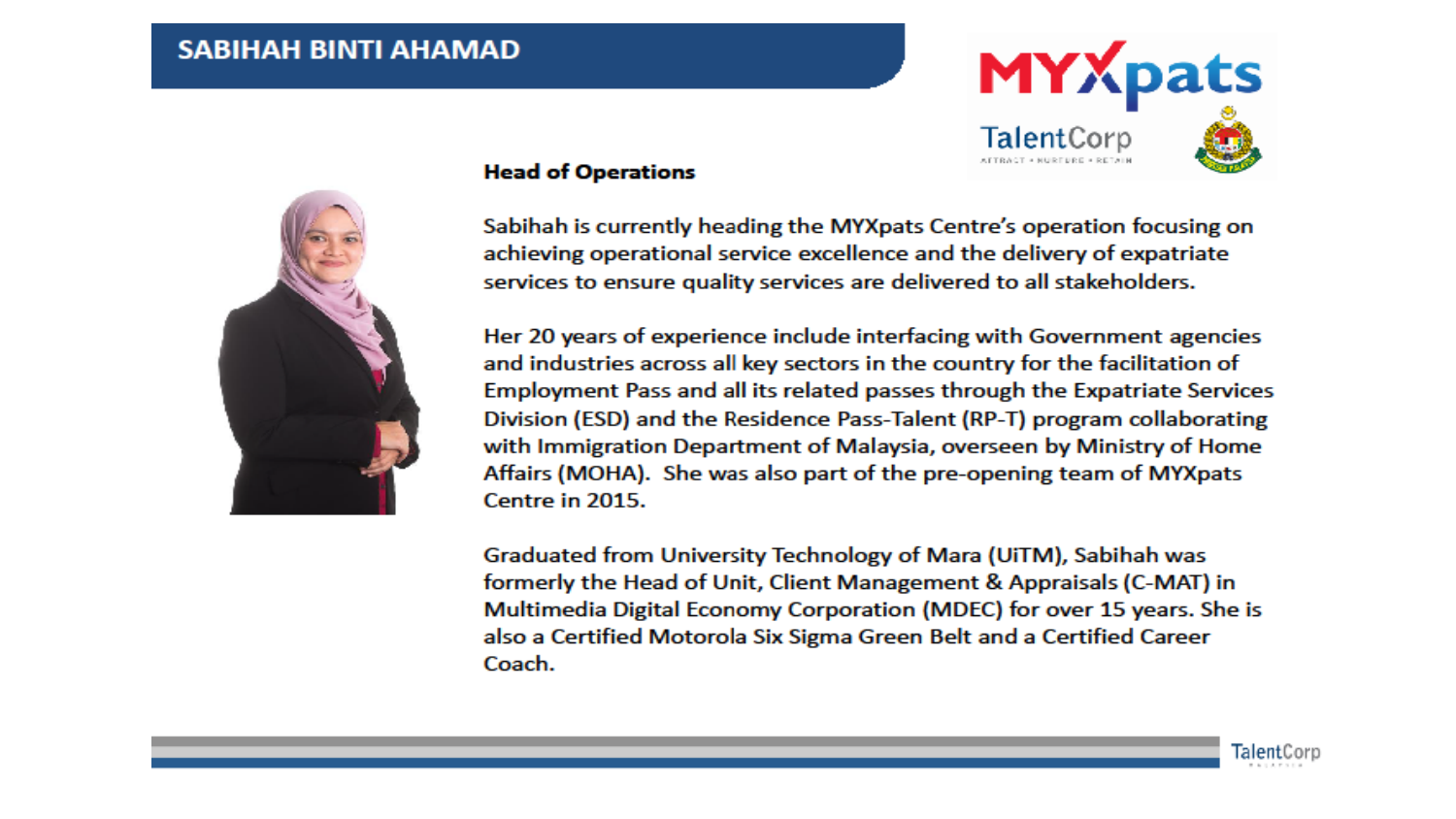# SABIHAH BINTI AHAMAD

**Head of Operations**

Sabihah is currently heading the MYXpats Centre's operation focusing on achieving operational service excellence and the delivery of expatriate services to ensure quality services are delivered to all stakeholders.

Her 20 years of experience include interfacing with Government agencies and industries across all key sectors in the country for the facilitation of Employment Pass and all its related passes through the Expatriate Services Division (ESD) and the Residence Pass-Talent (RP-T) program collaborating with Immigration Department of Malaysia, overseen by Ministry of Home Affairs (MOHA). She was also part of the pre-opening team of MYXpats Centre in 2015.

Graduated from University Technology of Mara (UiTM), Sabihah was formerly the Head of Unit, Client Management & Appraisals (C-MAT) in Multimedia Digital Economy Corporation (MDEC) for over 15 years. She is also a Certified Motorola Six Sigma Green Belt and a Certified Career Coach.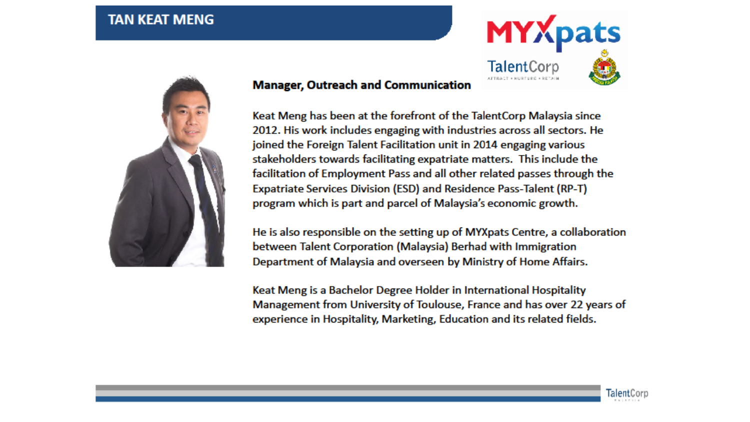# TAN KEAT MENG

**Manager, Outreach and Communication**

Keat Meng has been at the forefront of the TalentCorp Malaysia since 2012. His work includes engaging with industries across all sectors. He joined the Foreign Talent Facilitation unit in 2014 engaging various stakeholders towards facilitating expatriate matters. This include the facilitation of Employment Pass and all other related passes through the Expatriate Services Division (ESD) and Residence Pass-Talent (RP-T) program which is part and parcel of Malaysia's economic growth.

He is also responsible on the setting up of MYXpats Centre, a collaboration between Talent Corporation (Malaysia) Berhad with Immigration Department of Malaysia and overseen by Ministry of Home Affairs.

Keat Meng is a Bachelor Degree Holder in International Hospitality Management from University of Toulouse, France and has over 22 years of experience in Hospitality, Marketing, Education and its related fields.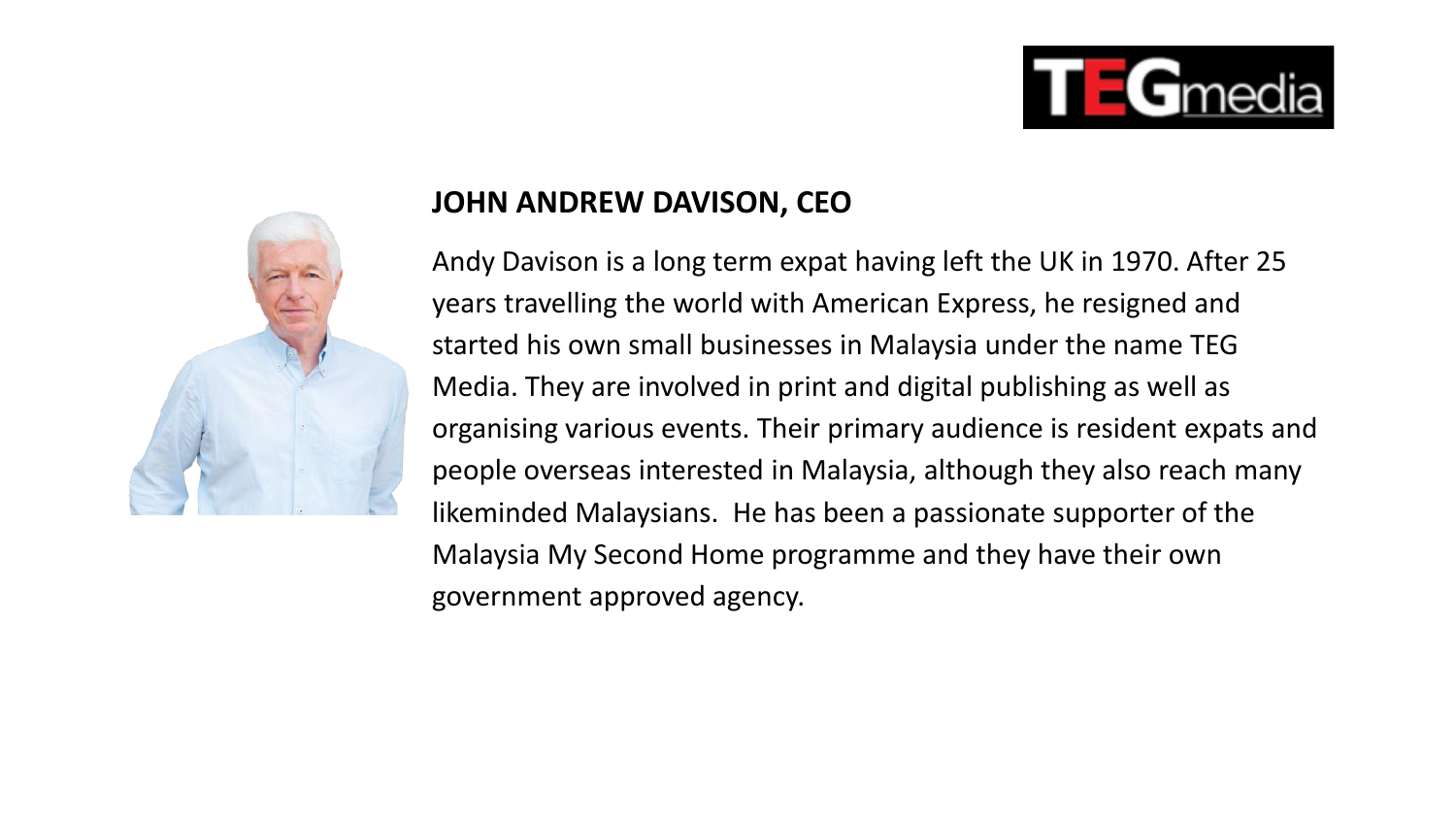**JOHN ANDREW DAVISON, CEO**

Andy Davison is a long term expat having left the UK in 1970. After 25 years travelling the world with American Express, he resigned and started his own small businesses in Malaysia under the name TEG Media. They are involved in print and digital publishing as well as organising various events. Their primary audience is resident expats and people overseas interested in Malaysia, although they also reach many likeminded Malaysians. He has been a passionate supporter of the Malaysia My Second Home programme and they have their own government approved agency.